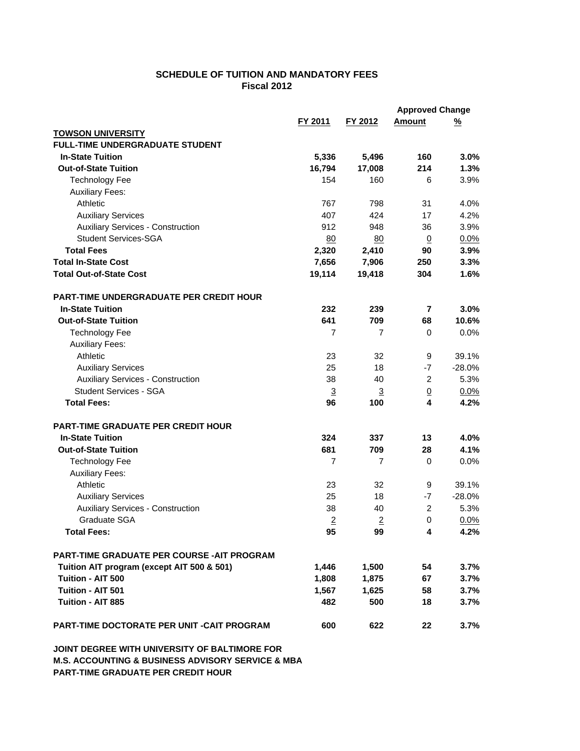# SCHEDULE OF TUITION AND MANDATORY FEES
## Fiscal 2012

| | FY 2011 | FY 2012 | Approved Change Amount | Approved Change % |
|---|---|---|---|---|
| **TOWSON UNIVERSITY** | | | | |
| **FULL-TIME UNDERGRADUATE STUDENT** | | | | |
| **In-State Tuition** | **5,336** | **5,496** | **160** | **3.0%** |
| **Out-of-State Tuition** | **16,794** | **17,008** | **214** | **1.3%** |
| Technology Fee | 154 | 160 | 6 | 3.9% |
| Auxiliary Fees: | | | | |
| Athletic | 767 | 798 | 31 | 4.0% |
| Auxiliary Services | 407 | 424 | 17 | 4.2% |
| Auxiliary Services - Construction | 912 | 948 | 36 | 3.9% |
| Student Services-SGA | 80 | 80 | 0 | 0.0% |
| **Total Fees** | **2,320** | **2,410** | **90** | **3.9%** |
| **Total In-State Cost** | **7,656** | **7,906** | **250** | **3.3%** |
| **Total Out-of-State Cost** | **19,114** | **19,418** | **304** | **1.6%** |
| | | | | |
| **PART-TIME UNDERGRADUATE PER CREDIT HOUR** | | | | |
| **In-State Tuition** | **232** | **239** | **7** | **3.0%** |
| **Out-of-State Tuition** | **641** | **709** | **68** | **10.6%** |
| Technology Fee | 7 | 7 | 0 | 0.0% |
| Auxiliary Fees: | | | | |
| Athletic | 23 | 32 | 9 | 39.1% |
| Auxiliary Services | 25 | 18 | -7 | -28.0% |
| Auxiliary Services - Construction | 38 | 40 | 2 | 5.3% |
| Student Services - SGA | 3 | 3 | 0 | 0.0% |
| **Total Fees:** | **96** | **100** | **4** | **4.2%** |
| | | | | |
| **PART-TIME GRADUATE PER CREDIT HOUR** | | | | |
| **In-State Tuition** | **324** | **337** | **13** | **4.0%** |
| **Out-of-State Tuition** | **681** | **709** | **28** | **4.1%** |
| Technology Fee | 7 | 7 | 0 | 0.0% |
| Auxiliary Fees: | | | | |
| Athletic | 23 | 32 | 9 | 39.1% |
| Auxiliary Services | 25 | 18 | -7 | -28.0% |
| Auxiliary Services - Construction | 38 | 40 | 2 | 5.3% |
| Graduate SGA | 2 | 2 | 0 | 0.0% |
| **Total Fees:** | **95** | **99** | **4** | **4.2%** |
| | | | | |
| **PART-TIME GRADUATE PER COURSE -AIT PROGRAM** | | | | |
| **Tuition AIT program (except AIT 500 & 501)** | **1,446** | **1,500** | **54** | **3.7%** |
| **Tuition - AIT 500** | **1,808** | **1,875** | **67** | **3.7%** |
| **Tuition - AIT 501** | **1,567** | **1,625** | **58** | **3.7%** |
| **Tuition - AIT 885** | **482** | **500** | **18** | **3.7%** |
| | | | | |
| **PART-TIME DOCTORATE PER UNIT -CAIT PROGRAM** | **600** | **622** | **22** | **3.7%** |

**JOINT DEGREE WITH UNIVERSITY OF BALTIMORE FOR M.S. ACCOUNTING & BUSINESS ADVISORY SERVICE & MBA PART-TIME GRADUATE PER CREDIT HOUR**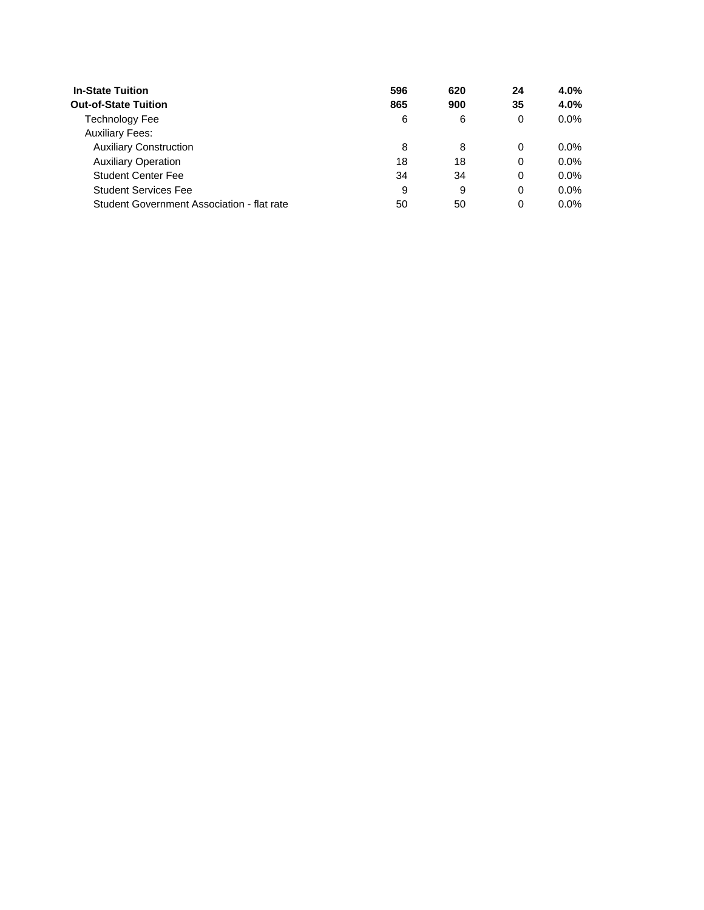| | | | | |
|---|---|---|---|---|
| **In-State Tuition** | **596** | **620** | **24** | **4.0%** |
| **Out-of-State Tuition** | **865** | **900** | **35** | **4.0%** |
| Technology Fee | 6 | 6 | 0 | 0.0% |
| Auxiliary Fees: | | | | |
| Auxiliary Construction | 8 | 8 | 0 | 0.0% |
| Auxiliary Operation | 18 | 18 | 0 | 0.0% |
| Student Center Fee | 34 | 34 | 0 | 0.0% |
| Student Services Fee | 9 | 9 | 0 | 0.0% |
| Student Government Association - flat rate | 50 | 50 | 0 | 0.0% |